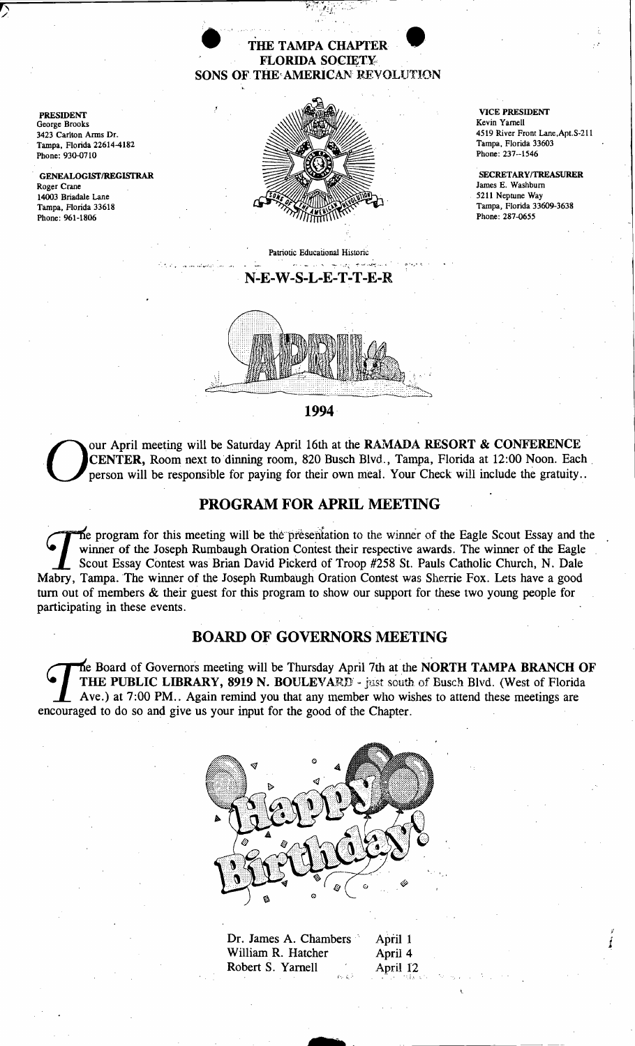# THE TAMPA CHAPTER FLORIDA SOCIETY SONS OF THE AMERICAN REVOLUTION

**PRESIDENT**
George Brooks
3423 Carlton Arms Dr.
Tampa, Florida 22614-4182
Phone: 930-0710

**GENEALOGIST/REGISTRAR**
Roger Crane
14003 Briadale Lane
Tampa, Florida 33618
Phone: 961-1806

**VICE PRESIDENT**
Kevin Yarnell
4519 River Front Lane,Apt.S-211
Tampa, Florida 33603
Phone: 237--1546

**SECRETARY/TREASURER**
James E. Washburn
5211 Neptune Way
Tampa, Florida 33609-3638
Phone: 287-0655

Patriotic Educational Historic

## N-E-W-S-L-E-T-T-E-R

APRIL

1994

Our April meeting will be Saturday April 16th at the **RAMADA RESORT & CONFERENCE CENTER,** Room next to dinning room, 820 Busch Blvd., Tampa, Florida at 12:00 Noon. Each person will be responsible for paying for their own meal. Your Check will include the gratuity..

## PROGRAM FOR APRIL MEETING

The program for this meeting will be the presentation to the winner of the Eagle Scout Essay and the winner of the Joseph Rumbaugh Oration Contest their respective awards. The winner of the Eagle Scout Essay Contest was Brian David Pickerd of Troop #258 St. Pauls Catholic Church, N. Dale Mabry, Tampa. The winner of the Joseph Rumbaugh Oration Contest was Sherrie Fox. Lets have a good turn out of members & their guest for this program to show our support for these two young people for participating in these events.

## BOARD OF GOVERNORS MEETING

The Board of Governors meeting will be Thursday April 7th at the **NORTH TAMPA BRANCH OF THE PUBLIC LIBRARY, 8919 N. BOULEVARD** - just south of Busch Blvd. (West of Florida Ave.) at 7:00 PM.. Again remind you that any member who wishes to attend these meetings are encouraged to do so and give us your input for the good of the Chapter.

Happy Birthday!

| | |
|---|---|
| Dr. James A. Chambers | April 1 |
| William R. Hatcher | April 4 |
| Robert S. Yarnell | April 12 |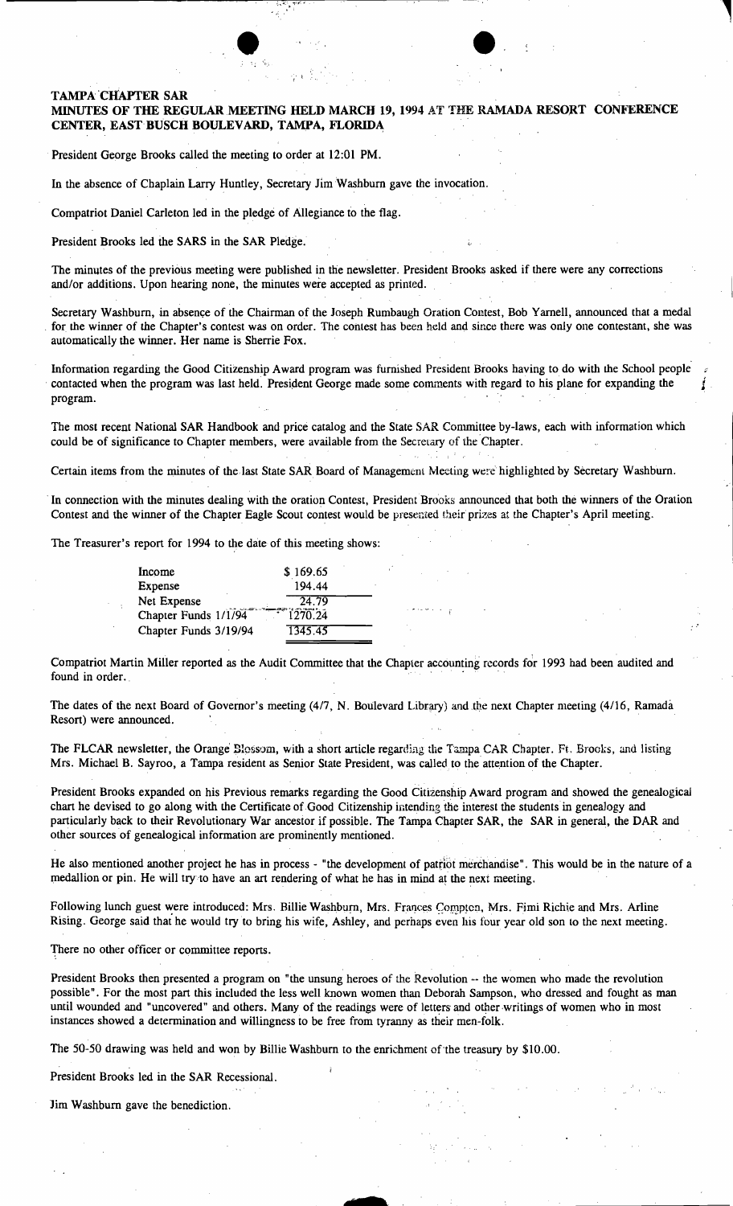**TAMPA CHAPTER SAR**
**MINUTES OF THE REGULAR MEETING HELD MARCH 19, 1994 AT THE RAMADA RESORT CONFERENCE CENTER, EAST BUSCH BOULEVARD, TAMPA, FLORIDA**

President George Brooks called the meeting to order at 12:01 PM.

In the absence of Chaplain Larry Huntley, Secretary Jim Washburn gave the invocation.

Compatriot Daniel Carleton led in the pledge of Allegiance to the flag.

President Brooks led the SARS in the SAR Pledge.

The minutes of the previous meeting were published in the newsletter. President Brooks asked if there were any corrections and/or additions. Upon hearing none, the minutes were accepted as printed.

Secretary Washburn, in absence of the Chairman of the Joseph Rumbaugh Oration Contest, Bob Yarnell, announced that a medal for the winner of the Chapter's contest was on order. The contest has been held and since there was only one contestant, she was automatically the winner. Her name is Sherrie Fox.

Information regarding the Good Citizenship Award program was furnished President Brooks having to do with the School people contacted when the program was last held. President George made some comments with regard to his plane for expanding the program.

The most recent National SAR Handbook and price catalog and the State SAR Committee by-laws, each with information which could be of significance to Chapter members, were available from the Secretary of the Chapter.

Certain items from the minutes of the last State SAR Board of Management Meeting were highlighted by Secretary Washburn.

In connection with the minutes dealing with the oration Contest, President Brooks announced that both the winners of the Oration Contest and the winner of the Chapter Eagle Scout contest would be presented their prizes at the Chapter's April meeting.

The Treasurer's report for 1994 to the date of this meeting shows:

| | |
|---|---|
| Income | $ 169.65 |
| Expense | 194.44 |
| Net Expense | 24.79 |
| Chapter Funds 1/1/94 | 1270.24 |
| Chapter Funds 3/19/94 | 1345.45 |

Compatriot Martin Miller reported as the Audit Committee that the Chapter accounting records for 1993 had been audited and found in order.

The dates of the next Board of Governor's meeting (4/7, N. Boulevard Library) and the next Chapter meeting (4/16, Ramada Resort) were announced.

The FLCAR newsletter, the Orange Blossom, with a short article regarding the Tampa CAR Chapter. Ft. Brooks, and listing Mrs. Michael B. Sayroo, a Tampa resident as Senior State President, was called to the attention of the Chapter.

President Brooks expanded on his Previous remarks regarding the Good Citizenship Award program and showed the genealogical chart he devised to go along with the Certificate of Good Citizenship intending the interest the students in genealogy and particularly back to their Revolutionary War ancestor if possible. The Tampa Chapter SAR, the SAR in general, the DAR and other sources of genealogical information are prominently mentioned.

He also mentioned another project he has in process - "the development of patriot merchandise". This would be in the nature of a medallion or pin. He will try to have an art rendering of what he has in mind at the next meeting.

Following lunch guest were introduced: Mrs. Billie Washburn, Mrs. Frances Compton, Mrs. Fimi Richie and Mrs. Arline Rising. George said that he would try to bring his wife, Ashley, and perhaps even his four year old son to the next meeting.

There no other officer or committee reports.

President Brooks then presented a program on "the unsung heroes of the Revolution -- the women who made the revolution possible". For the most part this included the less well known women than Deborah Sampson, who dressed and fought as man until wounded and "uncovered" and others. Many of the readings were of letters and other writings of women who in most instances showed a determination and willingness to be free from tyranny as their men-folk.

The 50-50 drawing was held and won by Billie Washburn to the enrichment of the treasury by $10.00.

President Brooks led in the SAR Recessional.

Jim Washburn gave the benediction.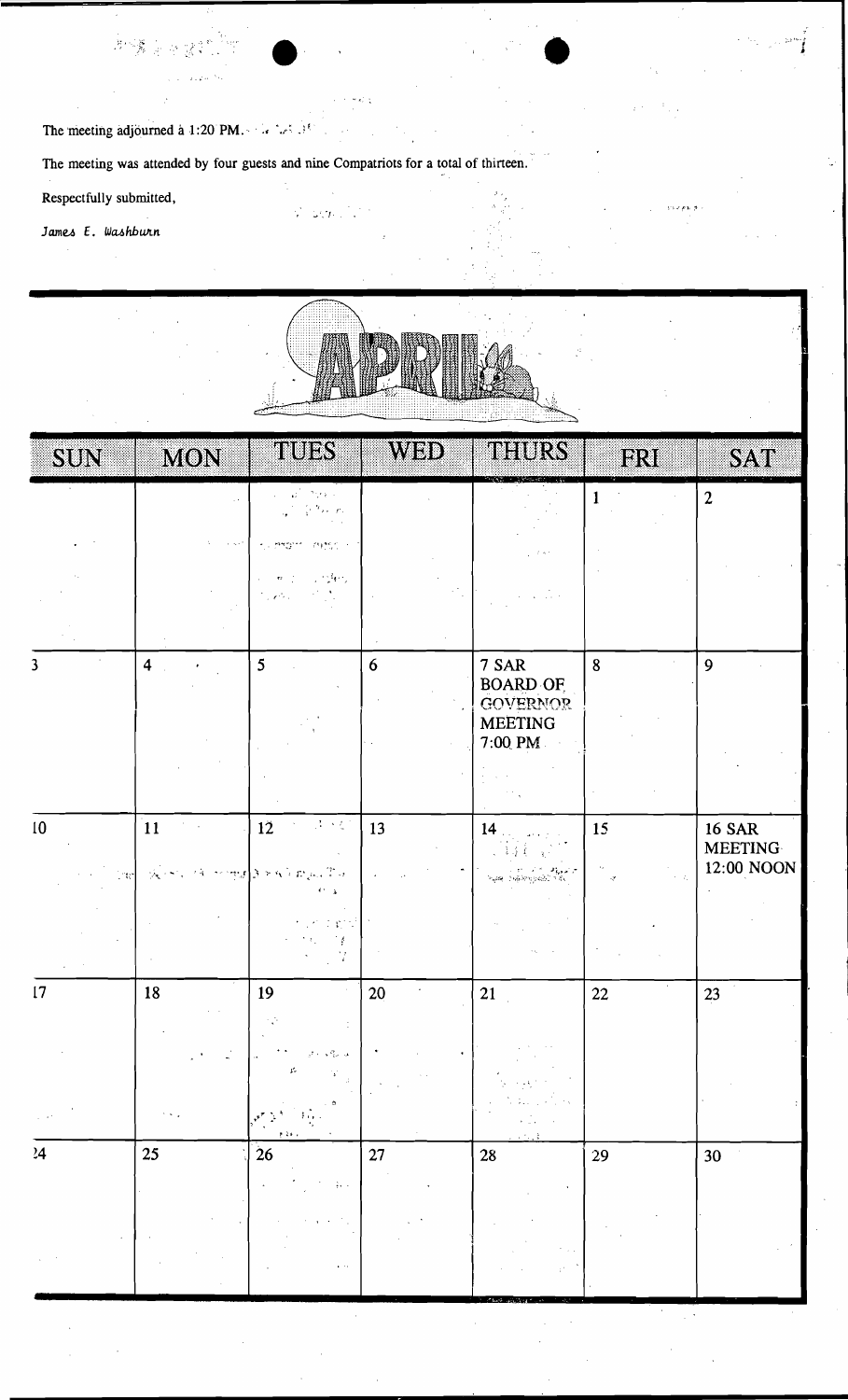The meeting adjourned a 1:20 PM.

The meeting was attended by four guests and nine Compatriots for a total of thirteen.

Respectfully submitted,

*James E. Washburn*

# APRIL

| SUN | MON | TUES | WED | THURS | FRI | SAT |
|---|---|---|---|---|---|---|
| | | | | | 1 | 2 |
| 3 | 4 | 5 | 6 | 7 SAR BOARD OF GOVERNOR MEETING 7:00 PM | 8 | 9 |
| 10 | 11 | 12 | 13 | 14 | 15 | 16 SAR MEETING 12:00 NOON |
| 17 | 18 | 19 | 20 | 21 | 22 | 23 |
| 24 | 25 | 26 | 27 | 28 | 29 | 30 |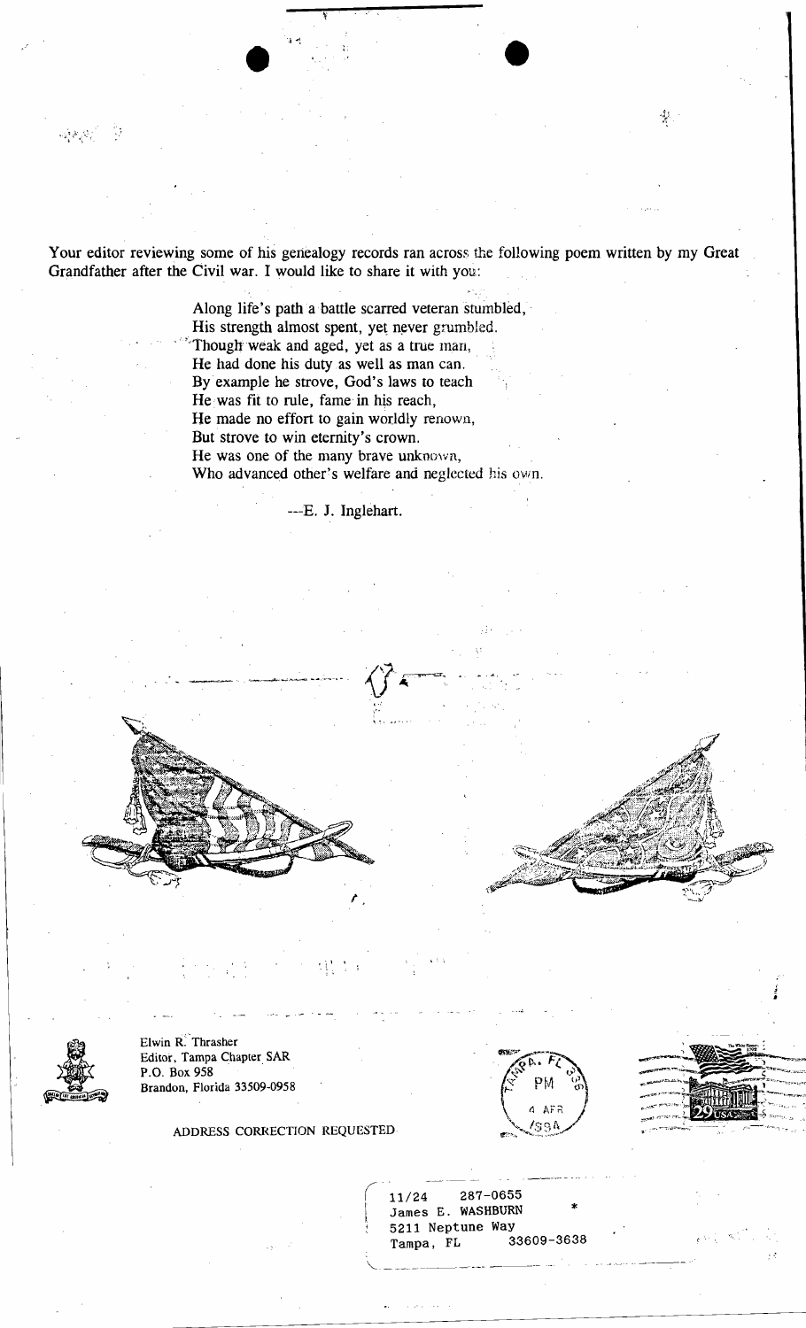Your editor reviewing some of his genealogy records ran across the following poem written by my Great Grandfather after the Civil war. I would like to share it with you:

Along life's path a battle scarred veteran stumbled,  
His strength almost spent, yet never grumbled.  
Though weak and aged, yet as a true man,  
He had done his duty as well as man can.  
By example he strove, God's laws to teach  
He was fit to rule, fame in his reach,  
He made no effort to gain worldly renown,  
But strove to win eternity's crown.  
He was one of the many brave unknown,  
Who advanced other's welfare and neglected his own.

---E. J. Inglehart.

Elwin R. Thrasher  
Editor, Tampa Chapter SAR  
P.O. Box 958  
Brandon, Florida 33509-0958

ADDRESS CORRECTION REQUESTED

TAMPA, FL 335  
PM  
4 APR  
1994

11/24 287-0655  
James E. WASHBURN *  
5211 Neptune Way  
Tampa, FL 33609-3638